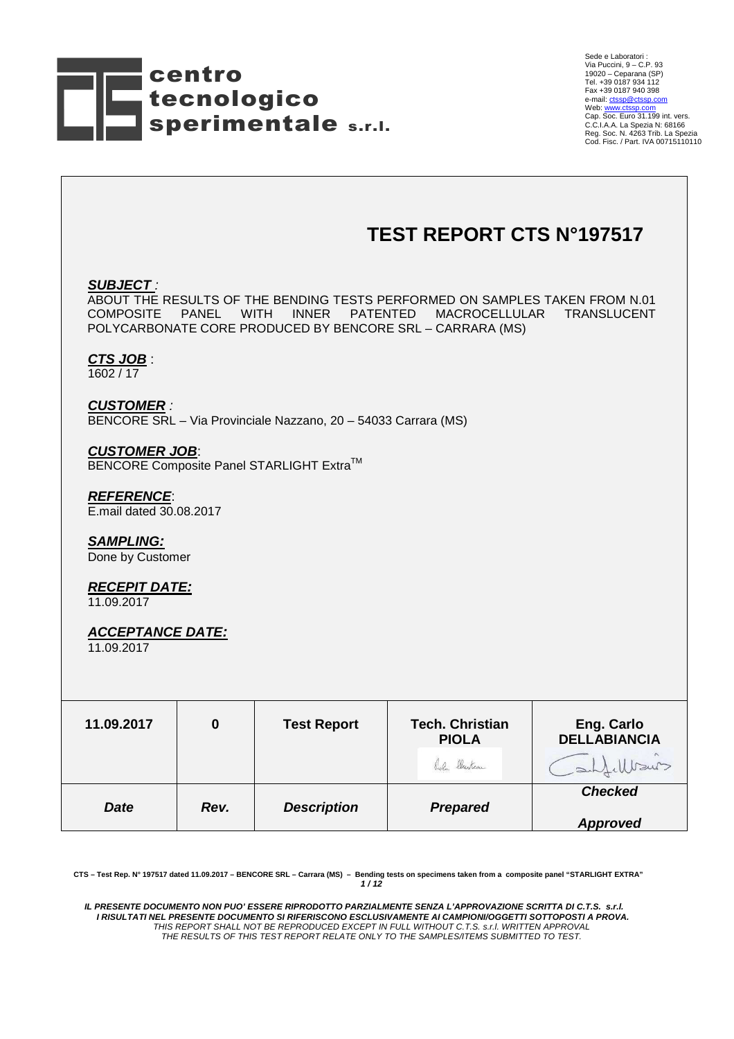**centro tecnologico sperimentale s.r.l.**

Sede e Laboratori :
Via Puccini, 9 – C.P. 93
19020 – Ceparana (SP)
Tel. +39 0187 934 112
Fax +39 0187 940 398
e-mail: ctssp@ctssp.com
Web: www.ctssp.com
Cap. Soc. Euro 31.199 int. vers.
C.C.I.A.A. La Spezia N: 68166
Reg. Soc. N. 4263 Trib. La Spezia
Cod. Fisc. / Part. IVA 00715110110

# TEST REPORT CTS N°197517

***SUBJECT*** *:*
ABOUT THE RESULTS OF THE BENDING TESTS PERFORMED ON SAMPLES TAKEN FROM N.01 COMPOSITE PANEL WITH INNER PATENTED MACROCELLULAR TRANSLUCENT POLYCARBONATE CORE PRODUCED BY BENCORE SRL – CARRARA (MS)

***CTS JOB*** :
1602 / 17

***CUSTOMER*** *:*
BENCORE SRL – Via Provinciale Nazzano, 20 – 54033 Carrara (MS)

***CUSTOMER JOB***:
BENCORE Composite Panel STARLIGHT Extra™

***REFERENCE***:
E.mail dated 30.08.2017

***SAMPLING:***
Done by Customer

***RECEPIT DATE:***
11.09.2017

***ACCEPTANCE DATE:***
11.09.2017

| | | | | |
|---|---|---|---|---|
| **11.09.2017** | **0** | **Test Report** | **Tech. Christian PIOLA** | **Eng. Carlo DELLABIANCIA** |
| ***Date*** | ***Rev.*** | ***Description*** | ***Prepared*** | ***Checked*** ***Approved*** |

**CTS – Test Rep. N° 197517 dated 11.09.2017 – BENCORE SRL – Carrara (MS) – Bending tests on specimens taken from a composite panel "STARLIGHT EXTRA"**

***IL PRESENTE DOCUMENTO NON PUO' ESSERE RIPRODOTTO PARZIALMENTE SENZA L'APPROVAZIONE SCRITTA DI C.T.S. s.r.l.***
***I RISULTATI NEL PRESENTE DOCUMENTO SI RIFERISCONO ESCLUSIVAMENTE AI CAMPIONI/OGGETTI SOTTOPOSTI A PROVA.***
*THIS REPORT SHALL NOT BE REPRODUCED EXCEPT IN FULL WITHOUT C.T.S. s.r.l. WRITTEN APPROVAL*
*THE RESULTS OF THIS TEST REPORT RELATE ONLY TO THE SAMPLES/ITEMS SUBMITTED TO TEST.*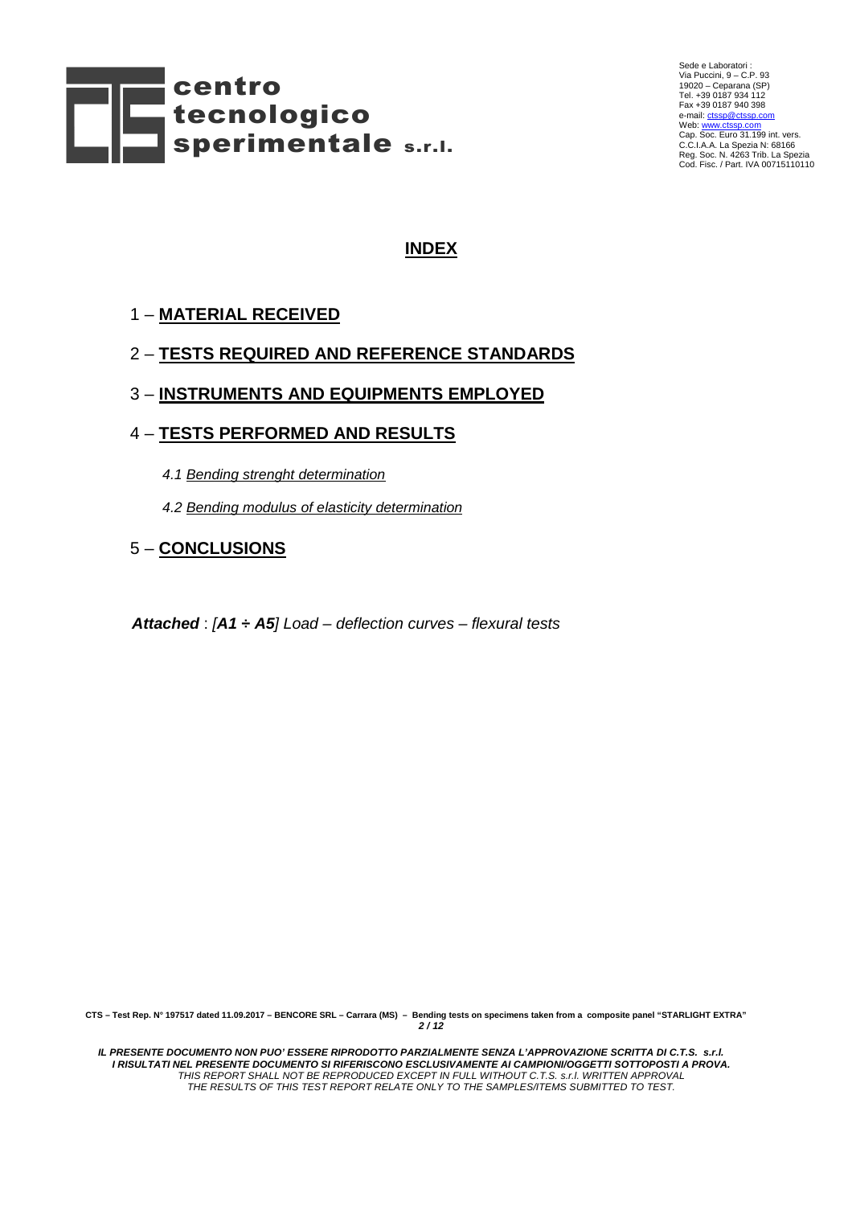# INDEX

1 – **MATERIAL RECEIVED**

2 – **TESTS REQUIRED AND REFERENCE STANDARDS**

3 – **INSTRUMENTS AND EQUIPMENTS EMPLOYED**

4 – **TESTS PERFORMED AND RESULTS**

*4.1 Bending strenght determination*

*4.2 Bending modulus of elasticity determination*

5 – **CONCLUSIONS**

***Attached*** : *[**A1 ÷ A5**] Load – deflection curves – flexural tests*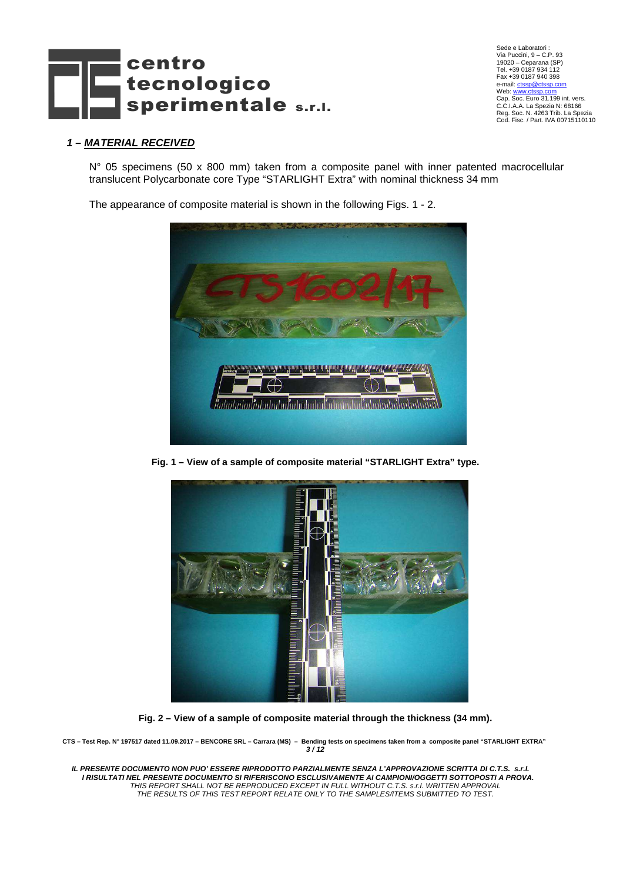## 1 – MATERIAL RECEIVED

N° 05 specimens (50 x 800 mm) taken from a composite panel with inner patented macrocellular translucent Polycarbonate core Type "STARLIGHT Extra" with nominal thickness 34 mm

The appearance of composite material is shown in the following Figs. 1 - 2.

**Fig. 1 – View of a sample of composite material "STARLIGHT Extra" type.**

**Fig. 2 – View of a sample of composite material through the thickness (34 mm).**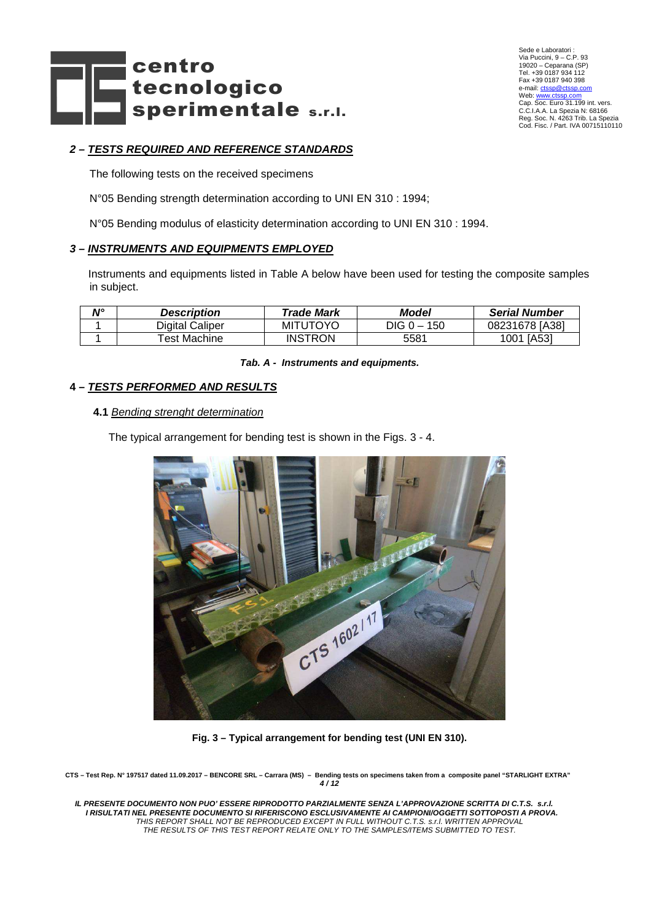## 2 – TESTS REQUIRED AND REFERENCE STANDARDS

The following tests on the received specimens

N°05 Bending strength determination according to UNI EN 310 : 1994;

N°05 Bending modulus of elasticity determination according to UNI EN 310 : 1994.

## 3 – INSTRUMENTS AND EQUIPMENTS EMPLOYED

Instruments and equipments listed in Table A below have been used for testing the composite samples in subject.

| N° | Description | Trade Mark | Model | Serial Number |
|---|---|---|---|---|
| 1 | Digital Caliper | MITUTOYO | DIG 0 – 150 | 08231678 [A38] |
| 1 | Test Machine | INSTRON | 5581 | 1001 [A53] |

***Tab. A - Instruments and equipments.***

## 4 – TESTS PERFORMED AND RESULTS

### 4.1 *Bending strenght determination*

The typical arrangement for bending test is shown in the Figs. 3 - 4.

**Fig. 3 – Typical arrangement for bending test (UNI EN 310).**

**CTS – Test Rep. N° 197517 dated 11.09.2017 – BENCORE SRL – Carrara (MS) – Bending tests on specimens taken from a composite panel "STARLIGHT EXTRA"**

***IL PRESENTE DOCUMENTO NON PUO' ESSERE RIPRODOTTO PARZIALMENTE SENZA L'APPROVAZIONE SCRITTA DI C.T.S. s.r.l.***
***I RISULTATI NEL PRESENTE DOCUMENTO SI RIFERISCONO ESCLUSIVAMENTE AI CAMPIONI/OGGETTI SOTTOPOSTI A PROVA.***
*THIS REPORT SHALL NOT BE REPRODUCED EXCEPT IN FULL WITHOUT C.T.S. s.r.l. WRITTEN APPROVAL*
*THE RESULTS OF THIS TEST REPORT RELATE ONLY TO THE SAMPLES/ITEMS SUBMITTED TO TEST.*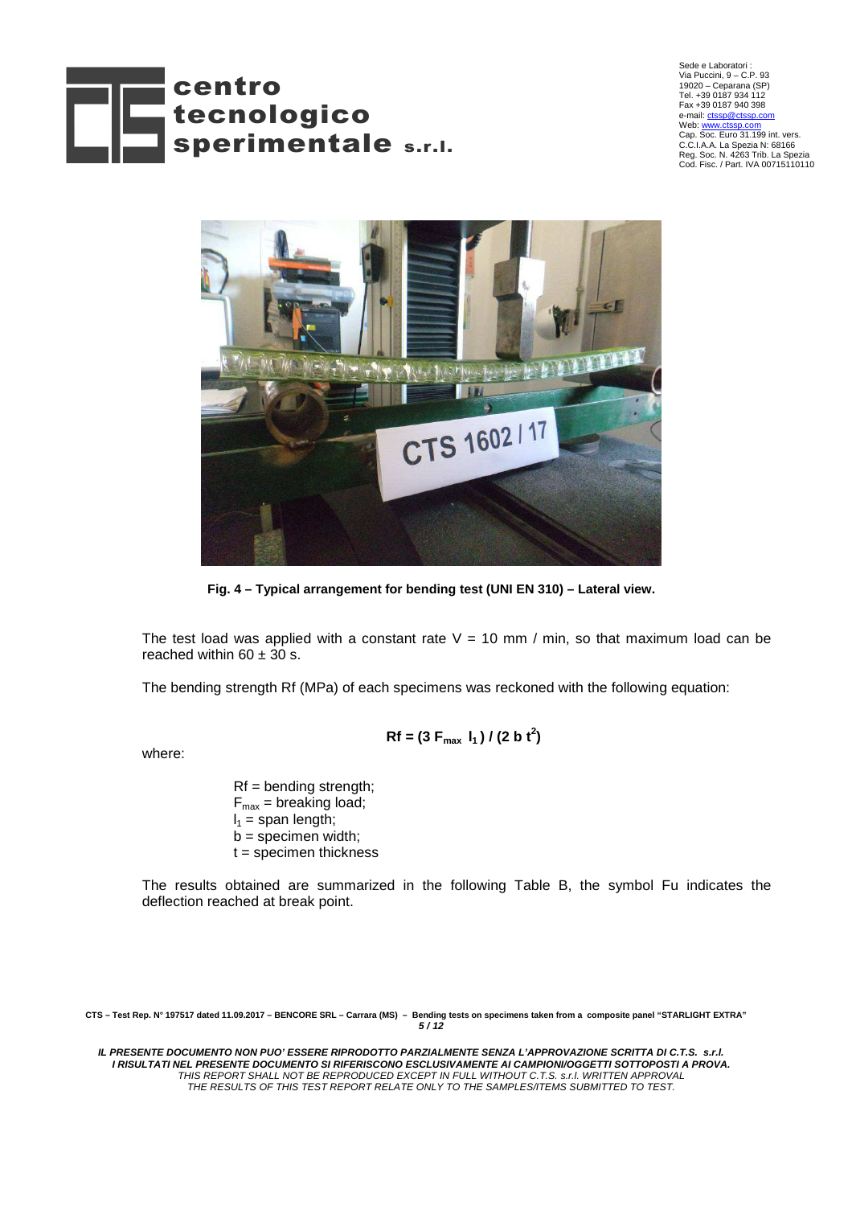Fig. 4 – Typical arrangement for bending test (UNI EN 310) – Lateral view.

The test load was applied with a constant rate V = 10 mm / min, so that maximum load can be reached within 60 ± 30 s.

The bending strength Rf (MPa) of each specimens was reckoned with the following equation:

$$Rf = (3\ F_{max}\ l_1) / (2\ b\ t^2)$$

where:

- Rf = bending strength;
- $F_{max}$ = breaking load;
- $l_1$ = span length;
- b = specimen width;
- t = specimen thickness

The results obtained are summarized in the following Table B, the symbol Fu indicates the deflection reached at break point.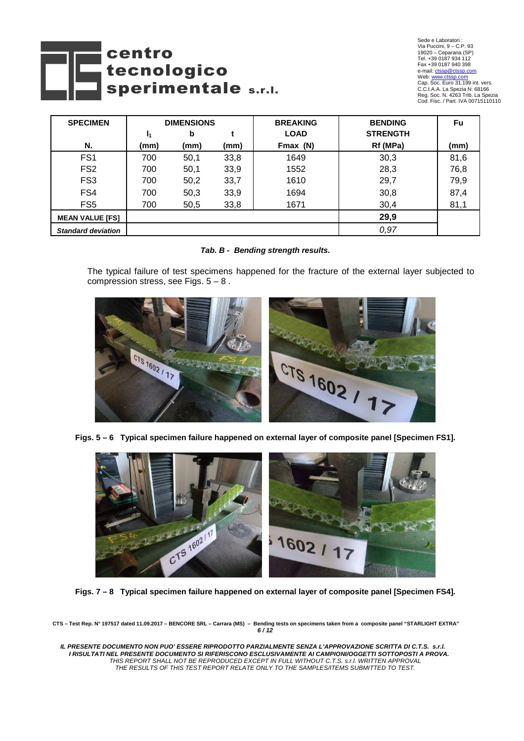| SPECIMEN | DIMENSIONS | | | BREAKING | BENDING | Fu |
|---|---|---|---|---|---|---|
| | $l_1$ | b | t | LOAD | STRENGTH | |
| N. | (mm) | (mm) | (mm) | Fmax (N) | Rf (MPa) | (mm) |
| FS1 | 700 | 50,1 | 33,8 | 1649 | 30,3 | 81,6 |
| FS2 | 700 | 50,1 | 33,9 | 1552 | 28,3 | 76,8 |
| FS3 | 700 | 50,2 | 33,7 | 1610 | 29,7 | 79,9 |
| FS4 | 700 | 50,3 | 33,9 | 1694 | 30,8 | 87,4 |
| FS5 | 700 | 50,5 | 33,8 | 1671 | 30,4 | 81,1 |
| **MEAN VALUE [FS]** | | | | | **29,9** | |
| ***Standard deviation*** | | | | | *0,97* | |

***Tab. B - Bending strength results.***

The typical failure of test specimens happened for the fracture of the external layer subjected to compression stress, see Figs. 5 – 8 .

**Figs. 5 – 6 Typical specimen failure happened on external layer of composite panel [Specimen FS1].**

**Figs. 7 – 8 Typical specimen failure happened on external layer of composite panel [Specimen FS4].**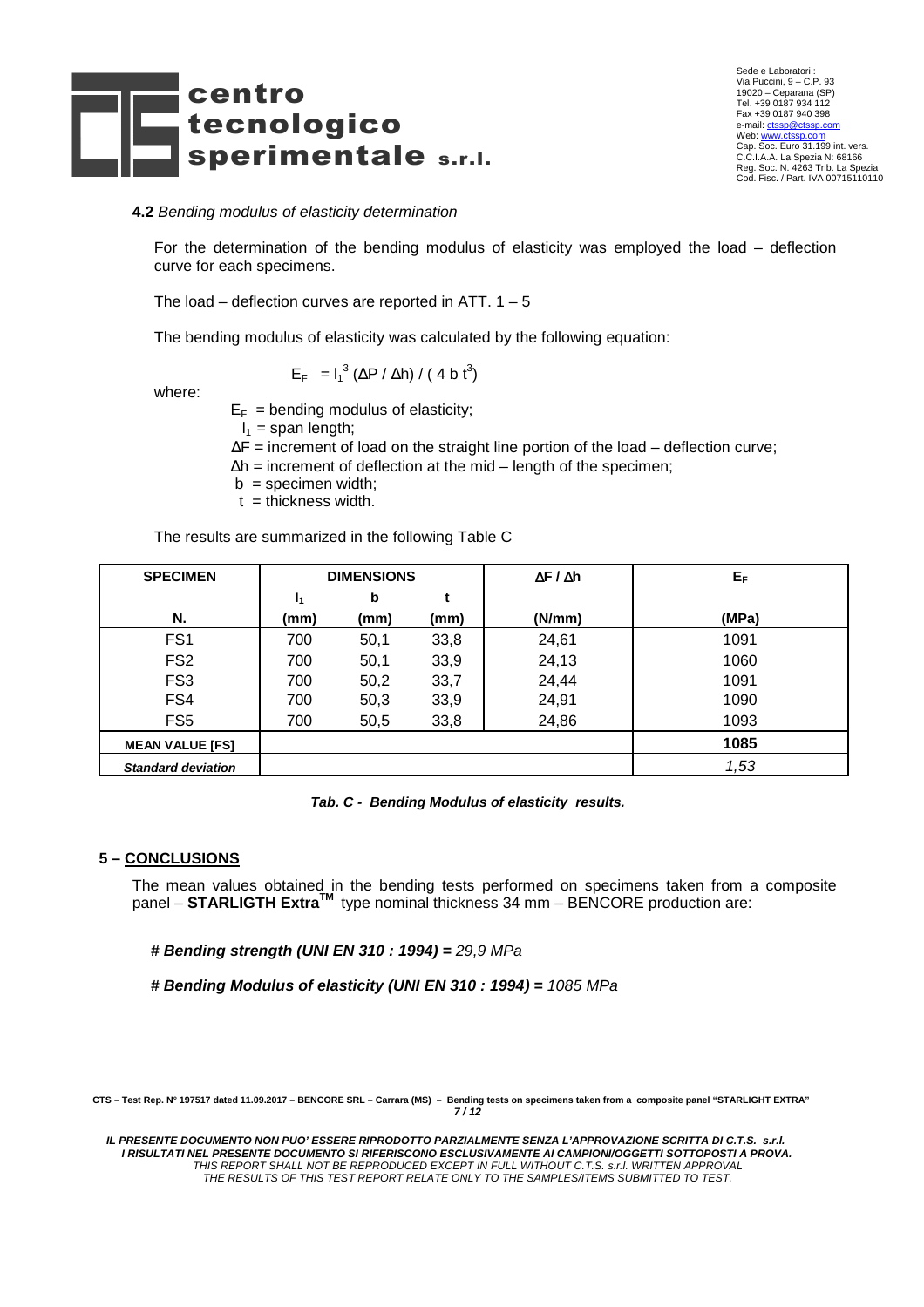### 4.2 *Bending modulus of elasticity determination*

For the determination of the bending modulus of elasticity was employed the load – deflection curve for each specimens.

The load – deflection curves are reported in ATT. 1 – 5

The bending modulus of elasticity was calculated by the following equation:

$$E_F = l_1^3 \, (\Delta P / \Delta h) \, / \, (4 \, b \, t^3)$$

where:

- $E_F$ = bending modulus of elasticity;
- $l_1$ = span length;
- $\Delta F$ = increment of load on the straight line portion of the load – deflection curve;
- $\Delta h$ = increment of deflection at the mid – length of the specimen;
- $b$ = specimen width;
- $t$ = thickness width.

The results are summarized in the following Table C

| **SPECIMEN** | **DIMENSIONS** | | | **$\Delta F$ / $\Delta h$** | **$E_F$** |
|---|---|---|---|---|---|
| | $l_1$ | b | t | | |
| **N.** | **(mm)** | **(mm)** | **(mm)** | **(N/mm)** | **(MPa)** |
| FS1 | 700 | 50,1 | 33,8 | 24,61 | 1091 |
| FS2 | 700 | 50,1 | 33,9 | 24,13 | 1060 |
| FS3 | 700 | 50,2 | 33,7 | 24,44 | 1091 |
| FS4 | 700 | 50,3 | 33,9 | 24,91 | 1090 |
| FS5 | 700 | 50,5 | 33,8 | 24,86 | 1093 |
| **MEAN VALUE [FS]** | | | | | **1085** |
| ***Standard deviation*** | | | | | *1,53* |

***Tab. C - Bending Modulus of elasticity results.***

## 5 – CONCLUSIONS

The mean values obtained in the bending tests performed on specimens taken from a composite panel – **STARLIGTH Extra™** type nominal thickness 34 mm – BENCORE production are:

*# **Bending strength (UNI EN 310 : 1994) =** 29,9 MPa*

*# **Bending Modulus of elasticity (UNI EN 310 : 1994) =** 1085 MPa*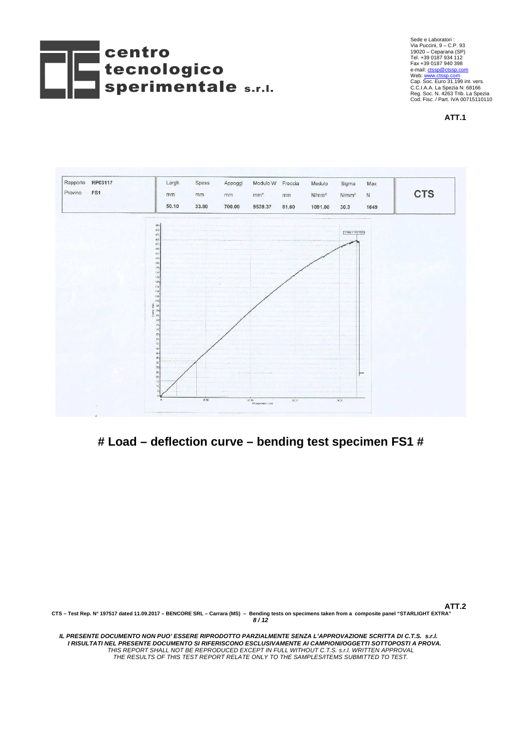**ATT.1**

| Rapporto | RP03117 | Largh. | Spess | Appoggi | Modulo W | Freccia | Modulo | Sigma | Max | CTS |
|---|---|---|---|---|---|---|---|---|---|---|
| Provino | FS1 | mm | mm | mm | mm³ | mm | N/mm² | N/mm² | N | |
| | | 50.10 | 33.80 | 700.00 | 9539.37 | 81.60 | 1091.00 | 30.3 | 1649 | |

# Load – deflection curve – bending test specimen FS1 #

**ATT.2**

CTS – Test Rep. N° 197517 dated 11.09.2017 – BENCORE SRL – Carrara (MS) – Bending tests on specimens taken from a composite panel "STARLIGHT EXTRA"

*IL PRESENTE DOCUMENTO NON PUO' ESSERE RIPRODOTTO PARZIALMENTE SENZA L'APPROVAZIONE SCRITTA DI C.T.S. s.r.l.*
*I RISULTATI NEL PRESENTE DOCUMENTO SI RIFERISCONO ESCLUSIVAMENTE AI CAMPIONI/OGGETTI SOTTOPOSTI A PROVA.*
*THIS REPORT SHALL NOT BE REPRODUCED EXCEPT IN FULL WITHOUT C.T.S. s.r.l. WRITTEN APPROVAL*
*THE RESULTS OF THIS TEST REPORT RELATE ONLY TO THE SAMPLES/ITEMS SUBMITTED TO TEST.*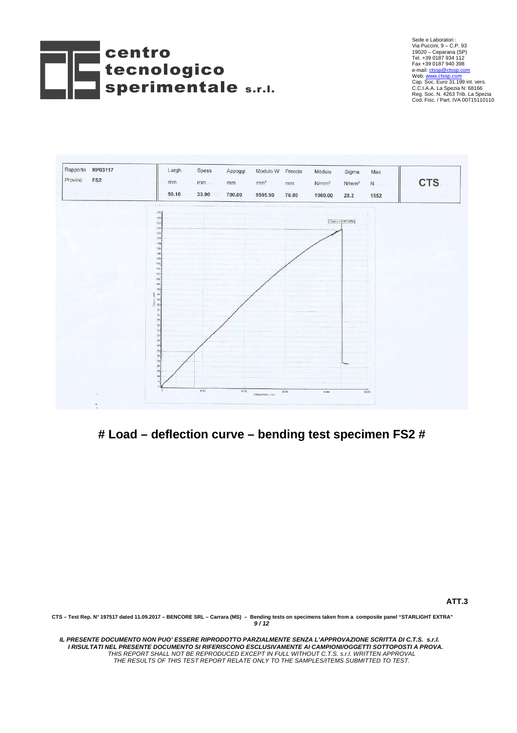Sede e Laboratori :
Via Puccini, 9 – C.P. 93
19020 – Ceparana (SP)
Tel. +39 0187 934 112
Fax +39 0187 940 398
e-mail: ctssp@ctssp.com
Web: www.ctssp.com
Cap. Soc. Euro 31.199 int. vers.
C.C.I.A.A. La Spezia N: 68166
Reg. Soc. N. 4263 Trib. La Spezia
Cod. Fisc. / Part. IVA 00715110110

| Rapporto RP03117 | Largh. | Spess | Appoggi | Modulo W | Freccia | Modulo | Sigma | Max | |
|---|---|---|---|---|---|---|---|---|---|
| Provino FS2 | mm | mm | mm | mm³ | mm | N/mm² | N/mm² | N | CTS |
| | 50.10 | 33.90 | 700.00 | 9595.90 | 76.80 | 1060.00 | 28.3 | 1552 | |

0
19.63
39.22
58.83
78.44
98.05
Allungamento mm

# Load – deflection curve – bending test specimen FS2 #

ATT.3

CTS – Test Rep. N° 197517 dated 11.09.2017 – BENCORE SRL – Carrara (MS) – Bending tests on specimens taken from a composite panel "STARLIGHT EXTRA"

*IL PRESENTE DOCUMENTO NON PUO' ESSERE RIPRODOTTO PARZIALMENTE SENZA L'APPROVAZIONE SCRITTA DI C.T.S. s.r.l.*
*I RISULTATI NEL PRESENTE DOCUMENTO SI RIFERISCONO ESCLUSIVAMENTE AI CAMPIONI/OGGETTI SOTTOPOSTI A PROVA.*
*THIS REPORT SHALL NOT BE REPRODUCED EXCEPT IN FULL WITHOUT C.T.S. s.r.l. WRITTEN APPROVAL*
*THE RESULTS OF THIS TEST REPORT RELATE ONLY TO THE SAMPLES/ITEMS SUBMITTED TO TEST.*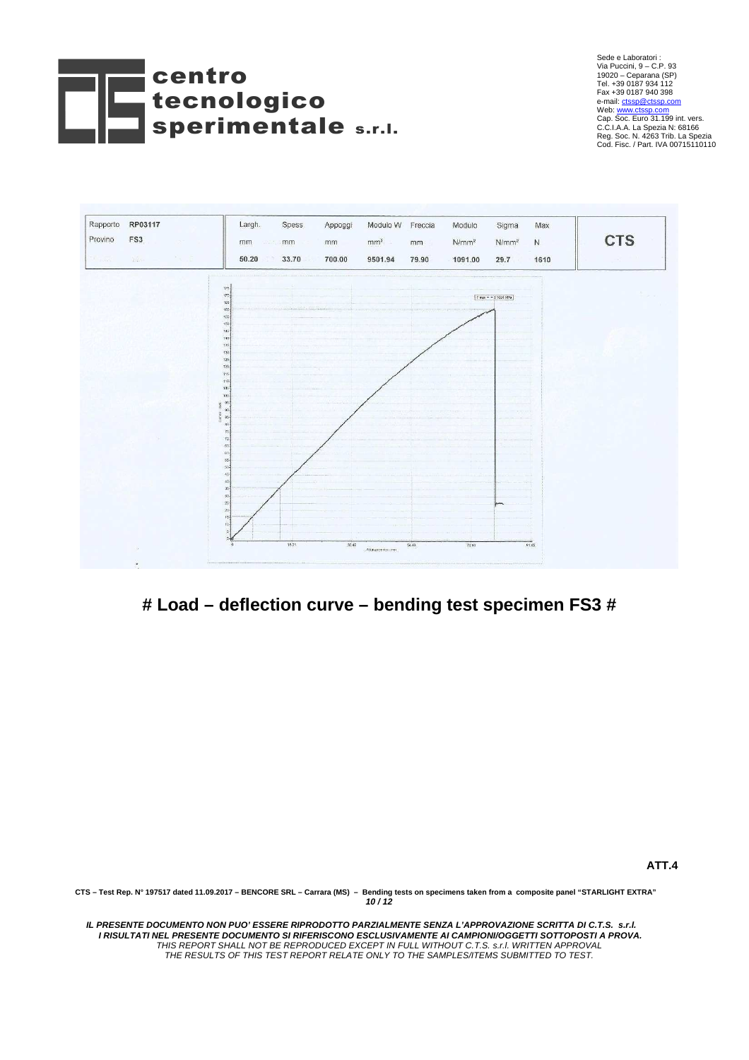centro tecnologico sperimentale s.r.l.

Sede e Laboratori :
Via Puccini, 9 – C.P. 93
19020 – Ceparana (SP)
Tel. +39 0187 934 112
Fax +39 0187 940 398
e-mail: ctssp@ctssp.com
Web: www.ctssp.com
Cap. Soc. Euro 31.199 int. vers.
C.C.I.A.A. La Spezia N: 68166
Reg. Soc. N. 4263 Trib. La Spezia
Cod. Fisc. / Part. IVA 00715110110

| Rapporto | RP03117 | Largh. | Spess | Appoggi | Modulo W | Freccia | Modulo | Sigma | Max | CTS |
|---|---|---|---|---|---|---|---|---|---|---|
| Provino | FS3 | mm | mm | mm | $mm^3$ | mm | $N/mm^2$ | $N/mm^2$ | N | |
| | | 50.20 | 33.70 | 700.00 | 9501.94 | 79.90 | 1091.00 | 29.7 | 1610 | |

0
18.21
36.42
54.63
72.84
91.05

# Load – deflection curve – bending test specimen FS3 #

ATT.4

CTS – Test Rep. N° 197517 dated 11.09.2017 – BENCORE SRL – Carrara (MS) – Bending tests on specimens taken from a composite panel "STARLIGHT EXTRA"

*IL PRESENTE DOCUMENTO NON PUO' ESSERE RIPRODOTTO PARZIALMENTE SENZA L'APPROVAZIONE SCRITTA DI C.T.S. s.r.l.*
*I RISULTATI NEL PRESENTE DOCUMENTO SI RIFERISCONO ESCLUSIVAMENTE AI CAMPIONI/OGGETTI SOTTOPOSTI A PROVA.*
*THIS REPORT SHALL NOT BE REPRODUCED EXCEPT IN FULL WITHOUT C.T.S. s.r.l. WRITTEN APPROVAL*
*THE RESULTS OF THIS TEST REPORT RELATE ONLY TO THE SAMPLES/ITEMS SUBMITTED TO TEST.*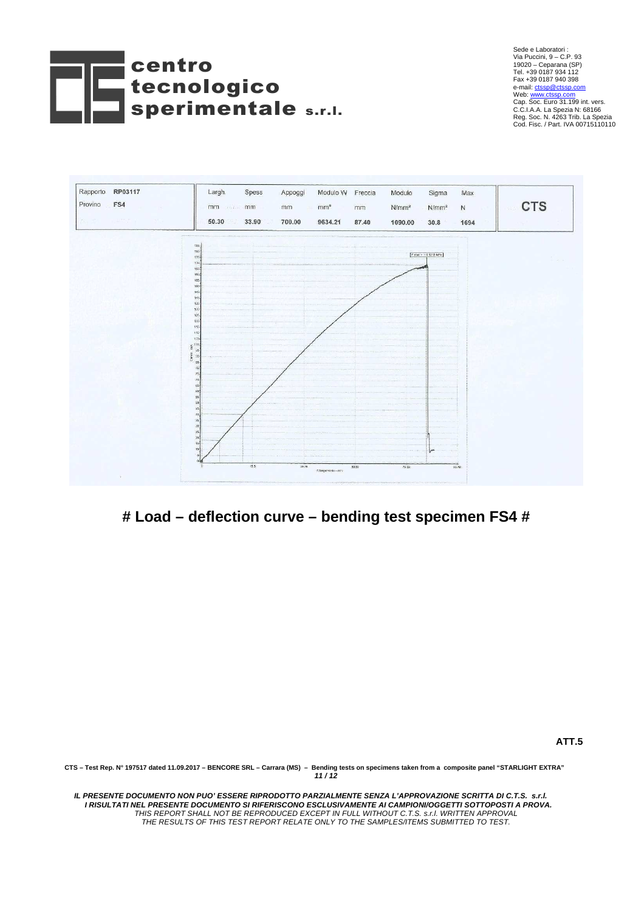**centro tecnologico sperimentale s.r.l.**

Sede e Laboratori :
Via Puccini, 9 – C.P. 93
19020 – Ceparana (SP)
Tel. +39 0187 934 112
Fax +39 0187 940 398
e-mail: ctssp@ctssp.com
Web: www.ctssp.com
Cap. Soc. Euro 31.199 int. vers.
C.C.I.A.A. La Spezia N: 68166
Reg. Soc. N. 4263 Trib. La Spezia
Cod. Fisc. / Part. IVA 00715110110

| Rapporto | RP03117 | Largh. | Spess | Appoggi | Modulo W | Freccia | Modulo | Sigma | Max | |
|---|---|---|---|---|---|---|---|---|---|---|
| Provino | FS4 | mm | mm | mm | mm³ | mm | N/mm² | N/mm² | N | CTS |
| | | 50.30 | 33.90 | 700.00 | 9634.21 | 87.40 | 1090.00 | 30.8 | 1694 | |

## # Load – deflection curve – bending test specimen FS4 #

**ATT.5**

**CTS – Test Rep. N° 197517 dated 11.09.2017 – BENCORE SRL – Carrara (MS) – Bending tests on specimens taken from a composite panel "STARLIGHT EXTRA"**

***IL PRESENTE DOCUMENTO NON PUO' ESSERE RIPRODOTTO PARZIALMENTE SENZA L'APPROVAZIONE SCRITTA DI C.T.S. s.r.l.***
***I RISULTATI NEL PRESENTE DOCUMENTO SI RIFERISCONO ESCLUSIVAMENTE AI CAMPIONI/OGGETTI SOTTOPOSTI A PROVA.***
*THIS REPORT SHALL NOT BE REPRODUCED EXCEPT IN FULL WITHOUT C.T.S. s.r.l. WRITTEN APPROVAL*
*THE RESULTS OF THIS TEST REPORT RELATE ONLY TO THE SAMPLES/ITEMS SUBMITTED TO TEST.*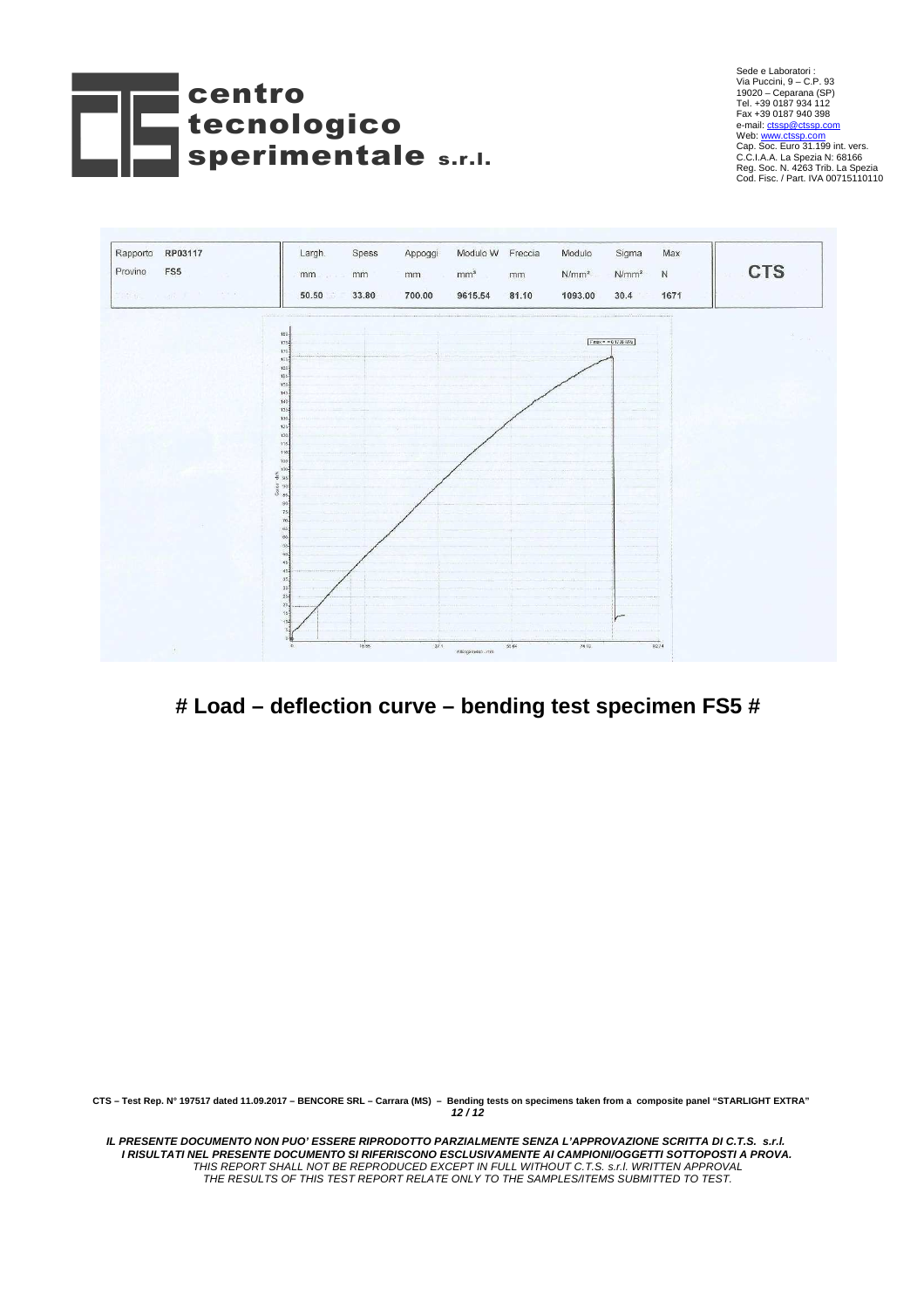**centro tecnologico sperimentale s.r.l.**

Sede e Laboratori :
Via Puccini, 9 – C.P. 93
19020 – Ceparana (SP)
Tel. +39 0187 934 112
Fax +39 0187 940 398
e-mail: ctssp@ctssp.com
Web: www.ctssp.com
Cap. Soc. Euro 31.199 int. vers.
C.C.I.A.A. La Spezia N: 68166
Reg. Soc. N. 4263 Trib. La Spezia
Cod. Fisc. / Part. IVA 00715110110

| Rapporto | RP03117 | Largh. | Spess | Appoggi | Modulo W | Freccia | Modulo | Sigma | Max | CTS |
|---|---|---|---|---|---|---|---|---|---|---|
| Provino | FS5 | mm | mm | mm | mm³ | mm | N/mm² | N/mm² | N | |
| | | 50.50 | 33.80 | 700.00 | 9615.54 | 81.10 | 1093.00 | 30.4 | 1671 | |

Carico - daN

Allungamento - mm

0, 18.55, 37.1, 55.65, 74.19, 92.74

# Load – deflection curve – bending test specimen FS5 #

CTS – Test Rep. N° 197517 dated 11.09.2017 – BENCORE SRL – Carrara (MS) – Bending tests on specimens taken from a composite panel "STARLIGHT EXTRA"

*IL PRESENTE DOCUMENTO NON PUO' ESSERE RIPRODOTTO PARZIALMENTE SENZA L'APPROVAZIONE SCRITTA DI C.T.S. s.r.l.*
*I RISULTATI NEL PRESENTE DOCUMENTO SI RIFERISCONO ESCLUSIVAMENTE AI CAMPIONI/OGGETTI SOTTOPOSTI A PROVA.*
*THIS REPORT SHALL NOT BE REPRODUCED EXCEPT IN FULL WITHOUT C.T.S. s.r.l. WRITTEN APPROVAL*
*THE RESULTS OF THIS TEST REPORT RELATE ONLY TO THE SAMPLES/ITEMS SUBMITTED TO TEST.*